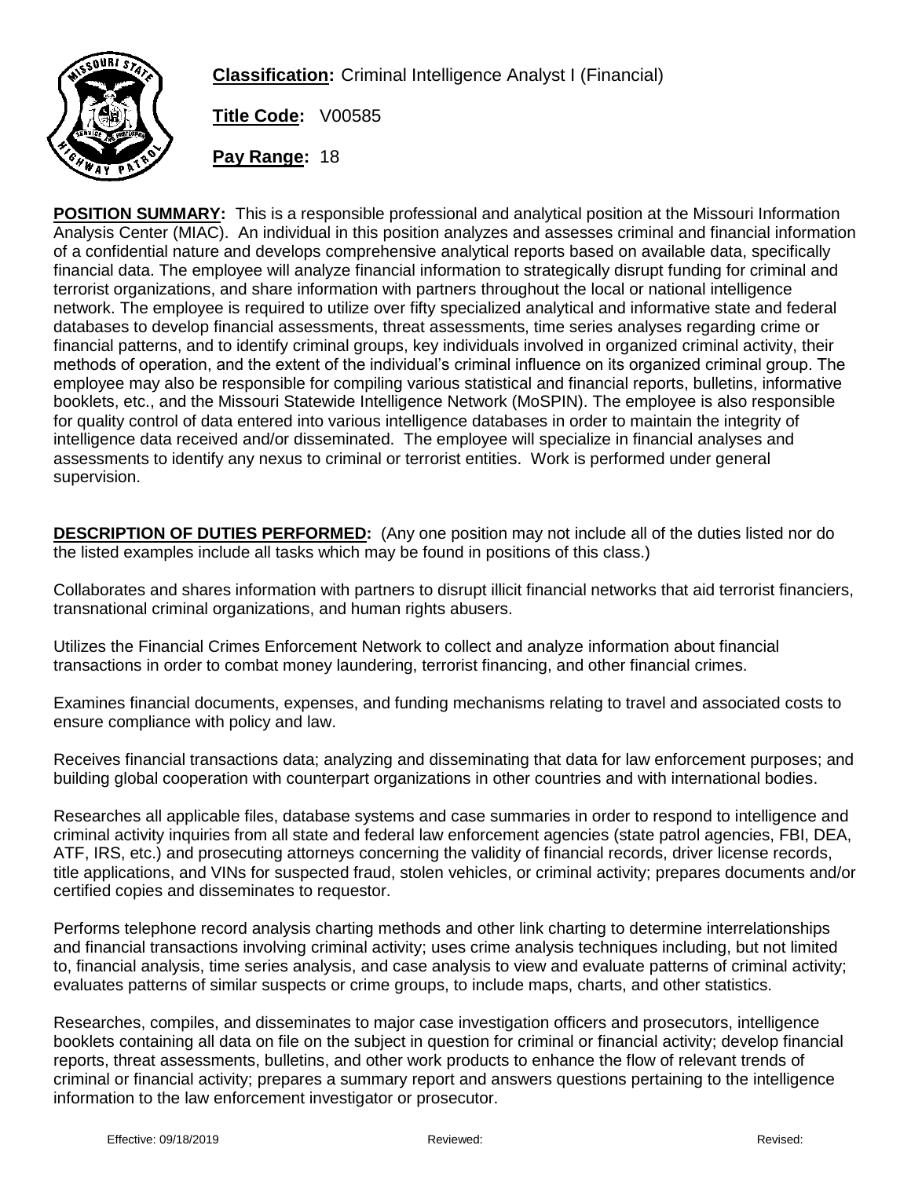**Classification:** Criminal Intelligence Analyst I (Financial)

**Title Code:** V00585

**Pay Range:** 18

**POSITION SUMMARY:** This is a responsible professional and analytical position at the Missouri Information Analysis Center (MIAC). An individual in this position analyzes and assesses criminal and financial information of a confidential nature and develops comprehensive analytical reports based on available data, specifically financial data. The employee will analyze financial information to strategically disrupt funding for criminal and terrorist organizations, and share information with partners throughout the local or national intelligence network. The employee is required to utilize over fifty specialized analytical and informative state and federal databases to develop financial assessments, threat assessments, time series analyses regarding crime or financial patterns, and to identify criminal groups, key individuals involved in organized criminal activity, their methods of operation, and the extent of the individual's criminal influence on its organized criminal group. The employee may also be responsible for compiling various statistical and financial reports, bulletins, informative booklets, etc., and the Missouri Statewide Intelligence Network (MoSPIN). The employee is also responsible for quality control of data entered into various intelligence databases in order to maintain the integrity of intelligence data received and/or disseminated. The employee will specialize in financial analyses and assessments to identify any nexus to criminal or terrorist entities. Work is performed under general supervision.

**DESCRIPTION OF DUTIES PERFORMED:** (Any one position may not include all of the duties listed nor do the listed examples include all tasks which may be found in positions of this class.)

Collaborates and shares information with partners to disrupt illicit financial networks that aid terrorist financiers, transnational criminal organizations, and human rights abusers.

Utilizes the Financial Crimes Enforcement Network to collect and analyze information about financial transactions in order to combat money laundering, terrorist financing, and other financial crimes.

Examines financial documents, expenses, and funding mechanisms relating to travel and associated costs to ensure compliance with policy and law.

Receives financial transactions data; analyzing and disseminating that data for law enforcement purposes; and building global cooperation with counterpart organizations in other countries and with international bodies.

Researches all applicable files, database systems and case summaries in order to respond to intelligence and criminal activity inquiries from all state and federal law enforcement agencies (state patrol agencies, FBI, DEA, ATF, IRS, etc.) and prosecuting attorneys concerning the validity of financial records, driver license records, title applications, and VINs for suspected fraud, stolen vehicles, or criminal activity; prepares documents and/or certified copies and disseminates to requestor.

Performs telephone record analysis charting methods and other link charting to determine interrelationships and financial transactions involving criminal activity; uses crime analysis techniques including, but not limited to, financial analysis, time series analysis, and case analysis to view and evaluate patterns of criminal activity; evaluates patterns of similar suspects or crime groups, to include maps, charts, and other statistics.

Researches, compiles, and disseminates to major case investigation officers and prosecutors, intelligence booklets containing all data on file on the subject in question for criminal or financial activity; develop financial reports, threat assessments, bulletins, and other work products to enhance the flow of relevant trends of criminal or financial activity; prepares a summary report and answers questions pertaining to the intelligence information to the law enforcement investigator or prosecutor.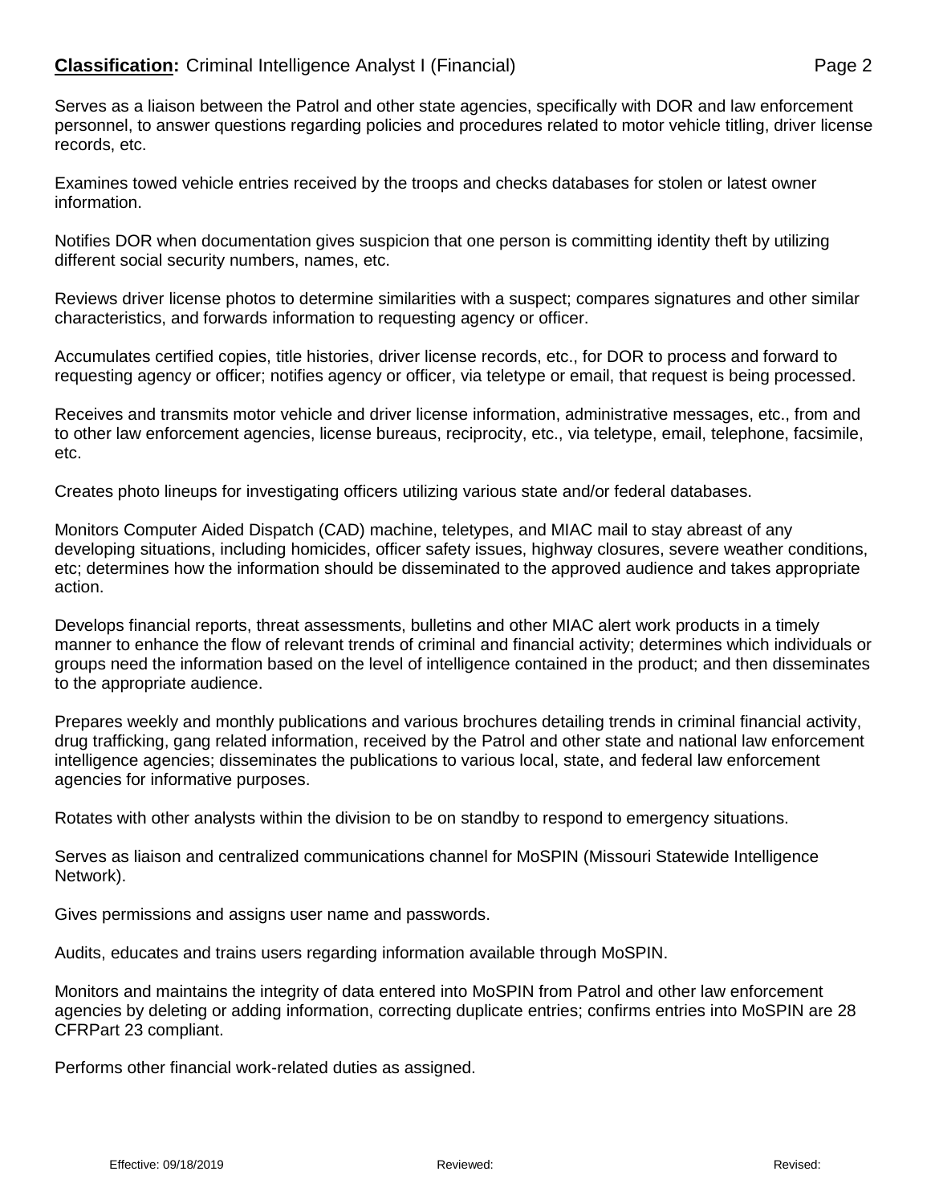Serves as a liaison between the Patrol and other state agencies, specifically with DOR and law enforcement personnel, to answer questions regarding policies and procedures related to motor vehicle titling, driver license records, etc.

Examines towed vehicle entries received by the troops and checks databases for stolen or latest owner information.

Notifies DOR when documentation gives suspicion that one person is committing identity theft by utilizing different social security numbers, names, etc.

Reviews driver license photos to determine similarities with a suspect; compares signatures and other similar characteristics, and forwards information to requesting agency or officer.

Accumulates certified copies, title histories, driver license records, etc., for DOR to process and forward to requesting agency or officer; notifies agency or officer, via teletype or email, that request is being processed.

Receives and transmits motor vehicle and driver license information, administrative messages, etc., from and to other law enforcement agencies, license bureaus, reciprocity, etc., via teletype, email, telephone, facsimile, etc.

Creates photo lineups for investigating officers utilizing various state and/or federal databases.

Monitors Computer Aided Dispatch (CAD) machine, teletypes, and MIAC mail to stay abreast of any developing situations, including homicides, officer safety issues, highway closures, severe weather conditions, etc; determines how the information should be disseminated to the approved audience and takes appropriate action.

Develops financial reports, threat assessments, bulletins and other MIAC alert work products in a timely manner to enhance the flow of relevant trends of criminal and financial activity; determines which individuals or groups need the information based on the level of intelligence contained in the product; and then disseminates to the appropriate audience.

Prepares weekly and monthly publications and various brochures detailing trends in criminal financial activity, drug trafficking, gang related information, received by the Patrol and other state and national law enforcement intelligence agencies; disseminates the publications to various local, state, and federal law enforcement agencies for informative purposes.

Rotates with other analysts within the division to be on standby to respond to emergency situations.

Serves as liaison and centralized communications channel for MoSPIN (Missouri Statewide Intelligence Network).

Gives permissions and assigns user name and passwords.

Audits, educates and trains users regarding information available through MoSPIN.

Monitors and maintains the integrity of data entered into MoSPIN from Patrol and other law enforcement agencies by deleting or adding information, correcting duplicate entries; confirms entries into MoSPIN are 28 CFRPart 23 compliant.

Performs other financial work-related duties as assigned.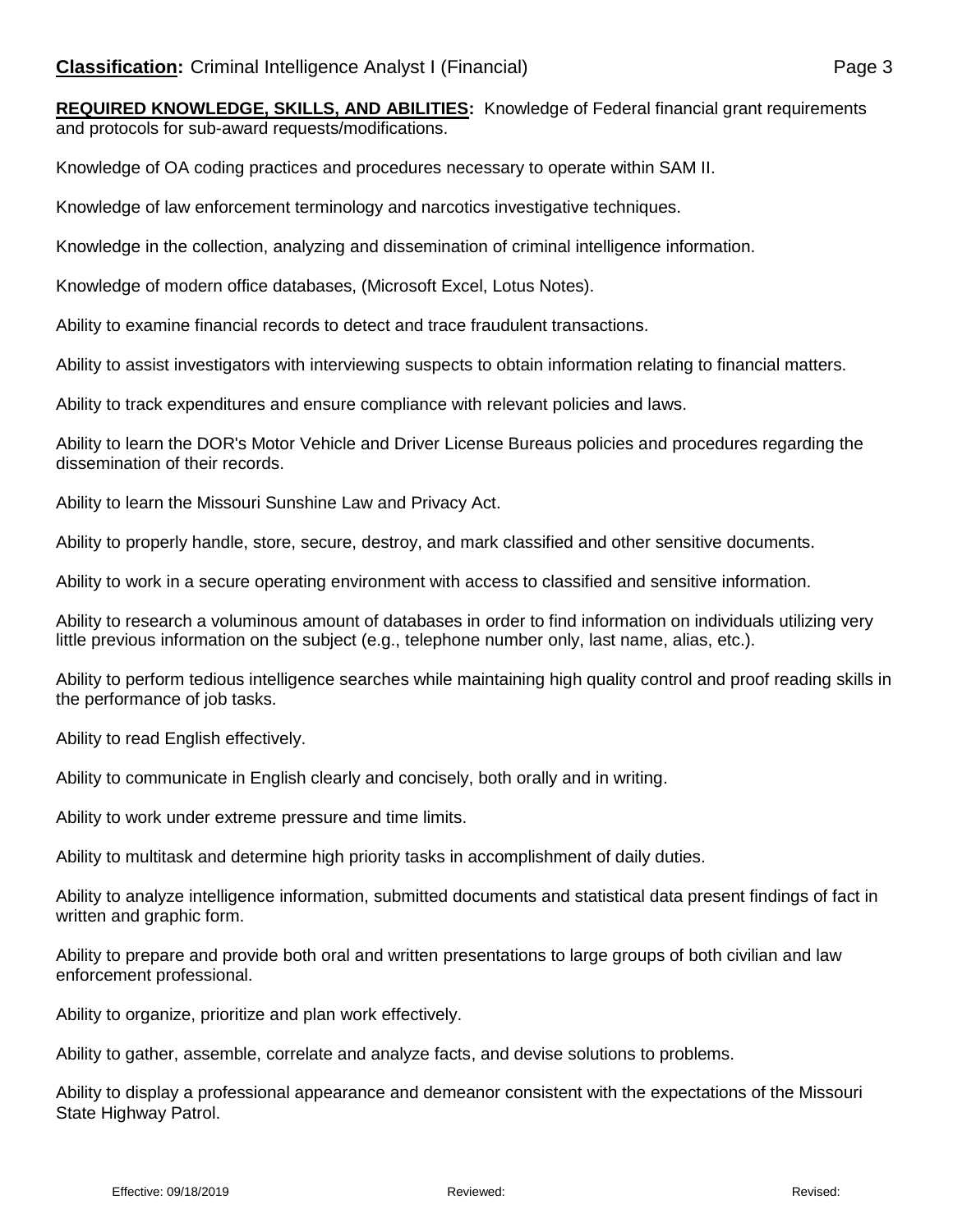**REQUIRED KNOWLEDGE, SKILLS, AND ABILITIES:** Knowledge of Federal financial grant requirements and protocols for sub-award requests/modifications.

Knowledge of OA coding practices and procedures necessary to operate within SAM II.

Knowledge of law enforcement terminology and narcotics investigative techniques.

Knowledge in the collection, analyzing and dissemination of criminal intelligence information.

Knowledge of modern office databases, (Microsoft Excel, Lotus Notes).

Ability to examine financial records to detect and trace fraudulent transactions.

Ability to assist investigators with interviewing suspects to obtain information relating to financial matters.

Ability to track expenditures and ensure compliance with relevant policies and laws.

Ability to learn the DOR's Motor Vehicle and Driver License Bureaus policies and procedures regarding the dissemination of their records.

Ability to learn the Missouri Sunshine Law and Privacy Act.

Ability to properly handle, store, secure, destroy, and mark classified and other sensitive documents.

Ability to work in a secure operating environment with access to classified and sensitive information.

Ability to research a voluminous amount of databases in order to find information on individuals utilizing very little previous information on the subject (e.g., telephone number only, last name, alias, etc.).

Ability to perform tedious intelligence searches while maintaining high quality control and proof reading skills in the performance of job tasks.

Ability to read English effectively.

Ability to communicate in English clearly and concisely, both orally and in writing.

Ability to work under extreme pressure and time limits.

Ability to multitask and determine high priority tasks in accomplishment of daily duties.

Ability to analyze intelligence information, submitted documents and statistical data present findings of fact in written and graphic form.

Ability to prepare and provide both oral and written presentations to large groups of both civilian and law enforcement professional.

Ability to organize, prioritize and plan work effectively.

Ability to gather, assemble, correlate and analyze facts, and devise solutions to problems.

Ability to display a professional appearance and demeanor consistent with the expectations of the Missouri State Highway Patrol.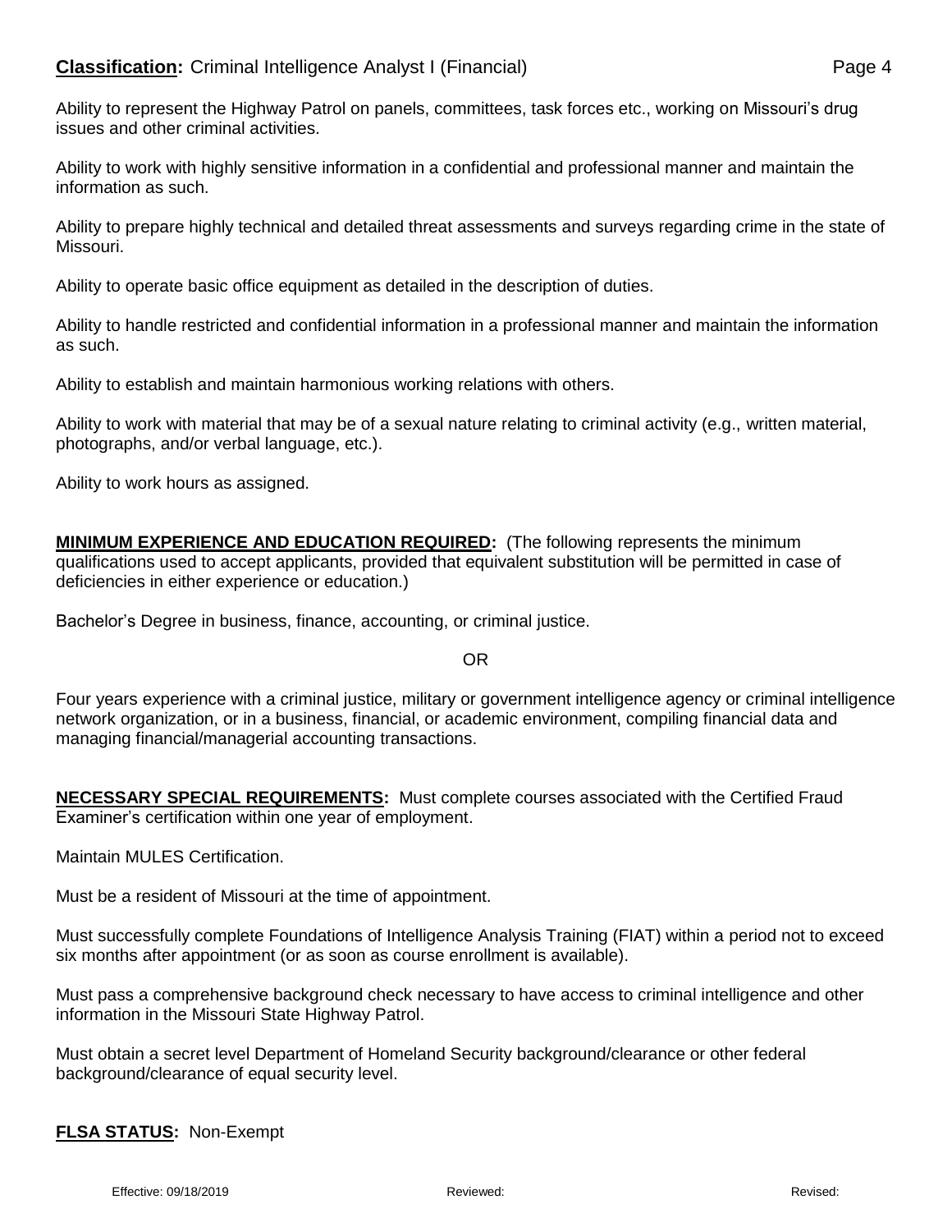Ability to represent the Highway Patrol on panels, committees, task forces etc., working on Missouri's drug issues and other criminal activities.

Ability to work with highly sensitive information in a confidential and professional manner and maintain the information as such.

Ability to prepare highly technical and detailed threat assessments and surveys regarding crime in the state of Missouri.

Ability to operate basic office equipment as detailed in the description of duties.

Ability to handle restricted and confidential information in a professional manner and maintain the information as such.

Ability to establish and maintain harmonious working relations with others.

Ability to work with material that may be of a sexual nature relating to criminal activity (e.g., written material, photographs, and/or verbal language, etc.).

Ability to work hours as assigned.

**MINIMUM EXPERIENCE AND EDUCATION REQUIRED:** (The following represents the minimum qualifications used to accept applicants, provided that equivalent substitution will be permitted in case of deficiencies in either experience or education.)

Bachelor's Degree in business, finance, accounting, or criminal justice.

OR

Four years experience with a criminal justice, military or government intelligence agency or criminal intelligence network organization, or in a business, financial, or academic environment, compiling financial data and managing financial/managerial accounting transactions.

**NECESSARY SPECIAL REQUIREMENTS:** Must complete courses associated with the Certified Fraud Examiner's certification within one year of employment.

Maintain MULES Certification.

Must be a resident of Missouri at the time of appointment.

Must successfully complete Foundations of Intelligence Analysis Training (FIAT) within a period not to exceed six months after appointment (or as soon as course enrollment is available).

Must pass a comprehensive background check necessary to have access to criminal intelligence and other information in the Missouri State Highway Patrol.

Must obtain a secret level Department of Homeland Security background/clearance or other federal background/clearance of equal security level.

**FLSA STATUS:** Non-Exempt

Effective: 09/18/2019 Reviewed: Revised: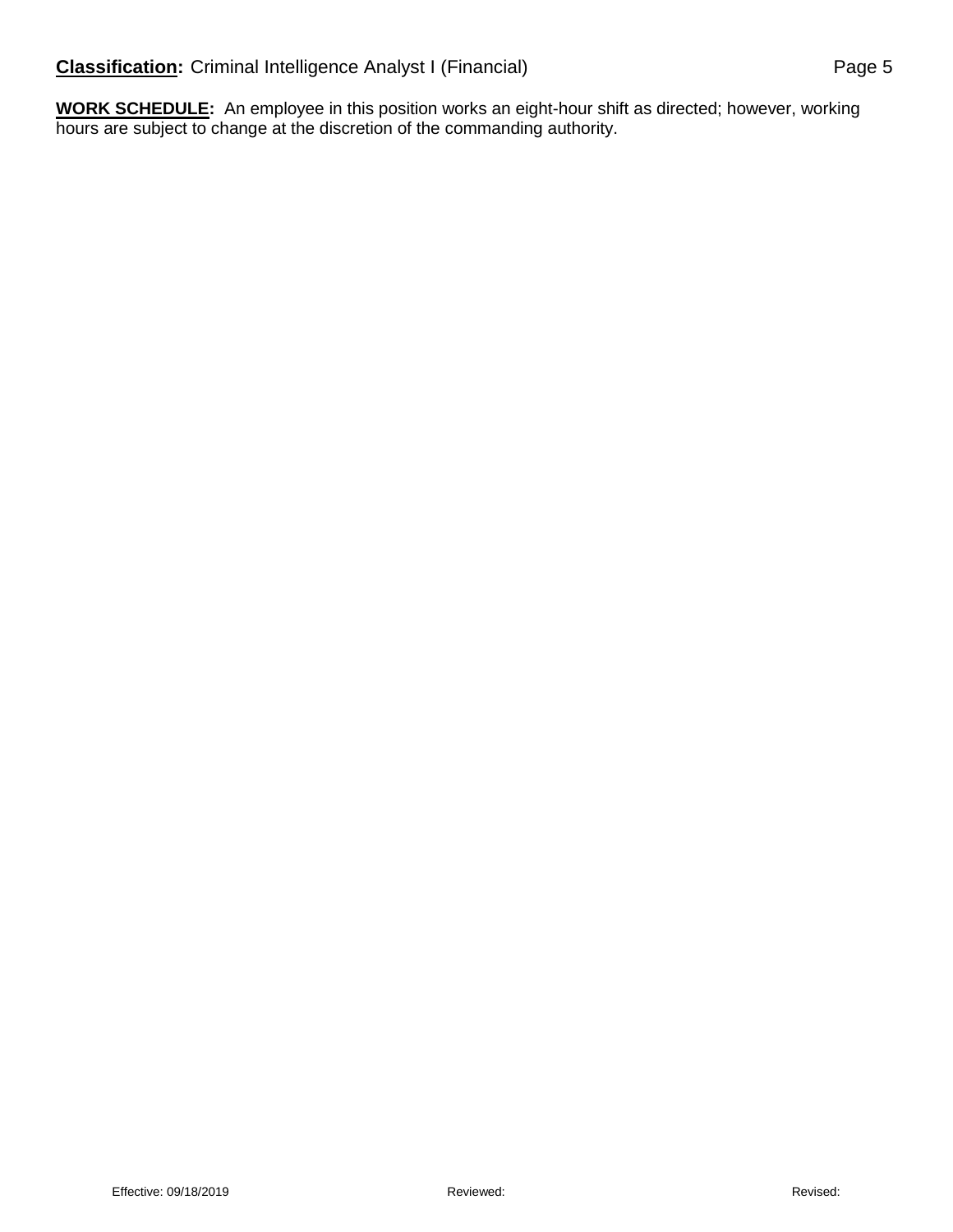**WORK SCHEDULE:** An employee in this position works an eight-hour shift as directed; however, working hours are subject to change at the discretion of the commanding authority.